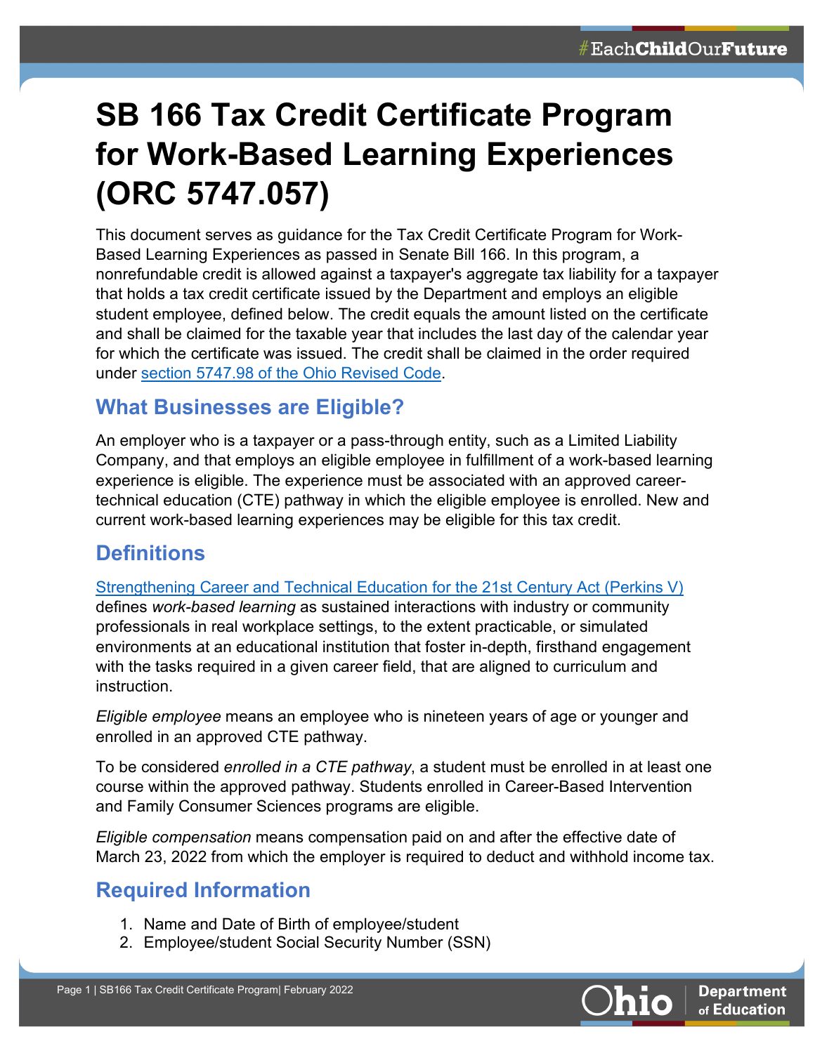# SB 166 Tax Credit Certificate Program for Work-Based Learning Experiences (ORC 5747.057)

This document serves as guidance for the Tax Credit Certificate Program for Work-Based Learning Experiences as passed in Senate Bill 166. In this program, a nonrefundable credit is allowed against a taxpayer's aggregate tax liability for a taxpayer that holds a tax credit certificate issued by the Department and employs an eligible student employee, defined below. The credit equals the amount listed on the certificate and shall be claimed for the taxable year that includes the last day of the calendar year for which the certificate was issued. The credit shall be claimed in the order required under [section 5747.98 of the Ohio Revised Code](#).

## What Businesses are Eligible?

An employer who is a taxpayer or a pass-through entity, such as a Limited Liability Company, and that employs an eligible employee in fulfillment of a work-based learning experience is eligible. The experience must be associated with an approved career-technical education (CTE) pathway in which the eligible employee is enrolled. New and current work-based learning experiences may be eligible for this tax credit.

## Definitions

[Strengthening Career and Technical Education for the 21st Century Act (Perkins V)](#) defines *work-based learning* as sustained interactions with industry or community professionals in real workplace settings, to the extent practicable, or simulated environments at an educational institution that foster in-depth, firsthand engagement with the tasks required in a given career field, that are aligned to curriculum and instruction.

*Eligible employee* means an employee who is nineteen years of age or younger and enrolled in an approved CTE pathway.

To be considered *enrolled in a CTE pathway*, a student must be enrolled in at least one course within the approved pathway. Students enrolled in Career-Based Intervention and Family Consumer Sciences programs are eligible.

*Eligible compensation* means compensation paid on and after the effective date of March 23, 2022 from which the employer is required to deduct and withhold income tax.

## Required Information

1. Name and Date of Birth of employee/student
2. Employee/student Social Security Number (SSN)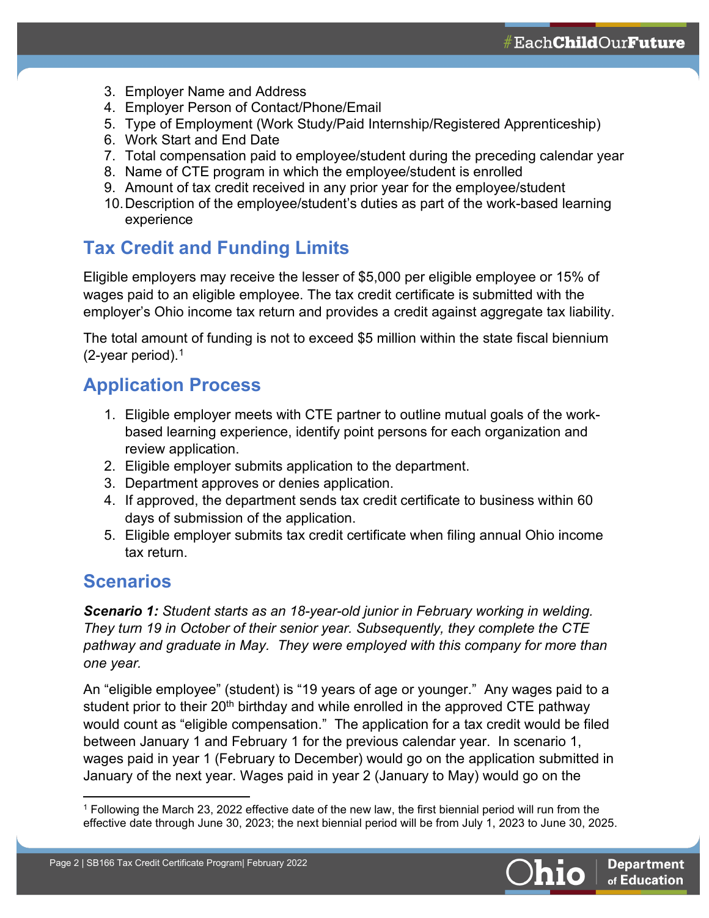3. Employer Name and Address
4. Employer Person of Contact/Phone/Email
5. Type of Employment (Work Study/Paid Internship/Registered Apprenticeship)
6. Work Start and End Date
7. Total compensation paid to employee/student during the preceding calendar year
8. Name of CTE program in which the employee/student is enrolled
9. Amount of tax credit received in any prior year for the employee/student
10. Description of the employee/student's duties as part of the work-based learning experience

## Tax Credit and Funding Limits

Eligible employers may receive the lesser of $5,000 per eligible employee or 15% of wages paid to an eligible employee. The tax credit certificate is submitted with the employer's Ohio income tax return and provides a credit against aggregate tax liability.

The total amount of funding is not to exceed $5 million within the state fiscal biennium (2-year period).[1]

## Application Process

1. Eligible employer meets with CTE partner to outline mutual goals of the work-based learning experience, identify point persons for each organization and review application.
2. Eligible employer submits application to the department.
3. Department approves or denies application.
4. If approved, the department sends tax credit certificate to business within 60 days of submission of the application.
5. Eligible employer submits tax credit certificate when filing annual Ohio income tax return.

## Scenarios

***Scenario 1:*** *Student starts as an 18-year-old junior in February working in welding. They turn 19 in October of their senior year. Subsequently, they complete the CTE pathway and graduate in May. They were employed with this company for more than one year.*

An "eligible employee" (student) is "19 years of age or younger." Any wages paid to a student prior to their 20th birthday and while enrolled in the approved CTE pathway would count as "eligible compensation." The application for a tax credit would be filed between January 1 and February 1 for the previous calendar year. In scenario 1, wages paid in year 1 (February to December) would go on the application submitted in January of the next year. Wages paid in year 2 (January to May) would go on the

[1] Following the March 23, 2022 effective date of the new law, the first biennial period will run from the effective date through June 30, 2023; the next biennial period will be from July 1, 2023 to June 30, 2025.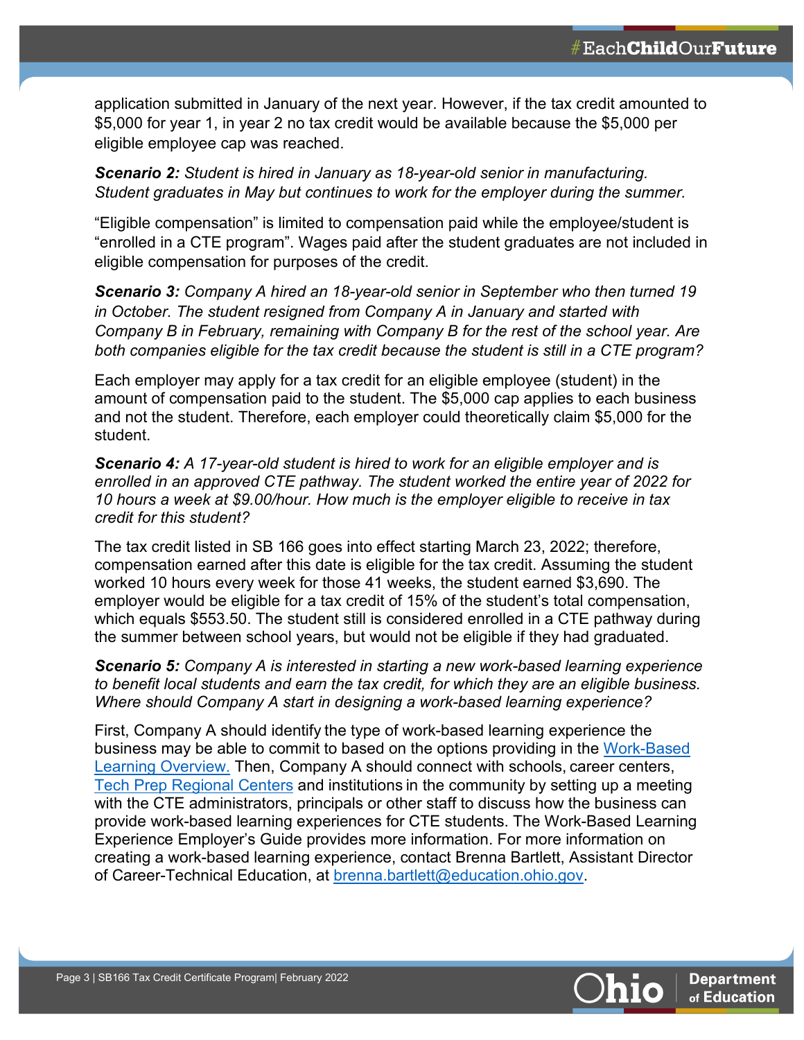application submitted in January of the next year. However, if the tax credit amounted to $5,000 for year 1, in year 2 no tax credit would be available because the $5,000 per eligible employee cap was reached.

***Scenario 2:*** *Student is hired in January as 18-year-old senior in manufacturing. Student graduates in May but continues to work for the employer during the summer.*

"Eligible compensation" is limited to compensation paid while the employee/student is "enrolled in a CTE program". Wages paid after the student graduates are not included in eligible compensation for purposes of the credit.

***Scenario 3:*** *Company A hired an 18-year-old senior in September who then turned 19 in October. The student resigned from Company A in January and started with Company B in February, remaining with Company B for the rest of the school year. Are both companies eligible for the tax credit because the student is still in a CTE program?*

Each employer may apply for a tax credit for an eligible employee (student) in the amount of compensation paid to the student. The $5,000 cap applies to each business and not the student. Therefore, each employer could theoretically claim $5,000 for the student.

***Scenario 4:*** *A 17-year-old student is hired to work for an eligible employer and is enrolled in an approved CTE pathway. The student worked the entire year of 2022 for 10 hours a week at $9.00/hour. How much is the employer eligible to receive in tax credit for this student?*

The tax credit listed in SB 166 goes into effect starting March 23, 2022; therefore, compensation earned after this date is eligible for the tax credit. Assuming the student worked 10 hours every week for those 41 weeks, the student earned $3,690. The employer would be eligible for a tax credit of 15% of the student's total compensation, which equals $553.50. The student still is considered enrolled in a CTE pathway during the summer between school years, but would not be eligible if they had graduated.

***Scenario 5:*** *Company A is interested in starting a new work-based learning experience to benefit local students and earn the tax credit, for which they are an eligible business. Where should Company A start in designing a work-based learning experience?*

First, Company A should identify the type of work-based learning experience the business may be able to commit to based on the options providing in the [Work-Based Learning Overview.]() Then, Company A should connect with schools, career centers, [Tech Prep Regional Centers]() and institutions in the community by setting up a meeting with the CTE administrators, principals or other staff to discuss how the business can provide work-based learning experiences for CTE students. The Work-Based Learning Experience Employer's Guide provides more information. For more information on creating a work-based learning experience, contact Brenna Bartlett, Assistant Director of Career-Technical Education, at [brenna.bartlett@education.ohio.gov]().